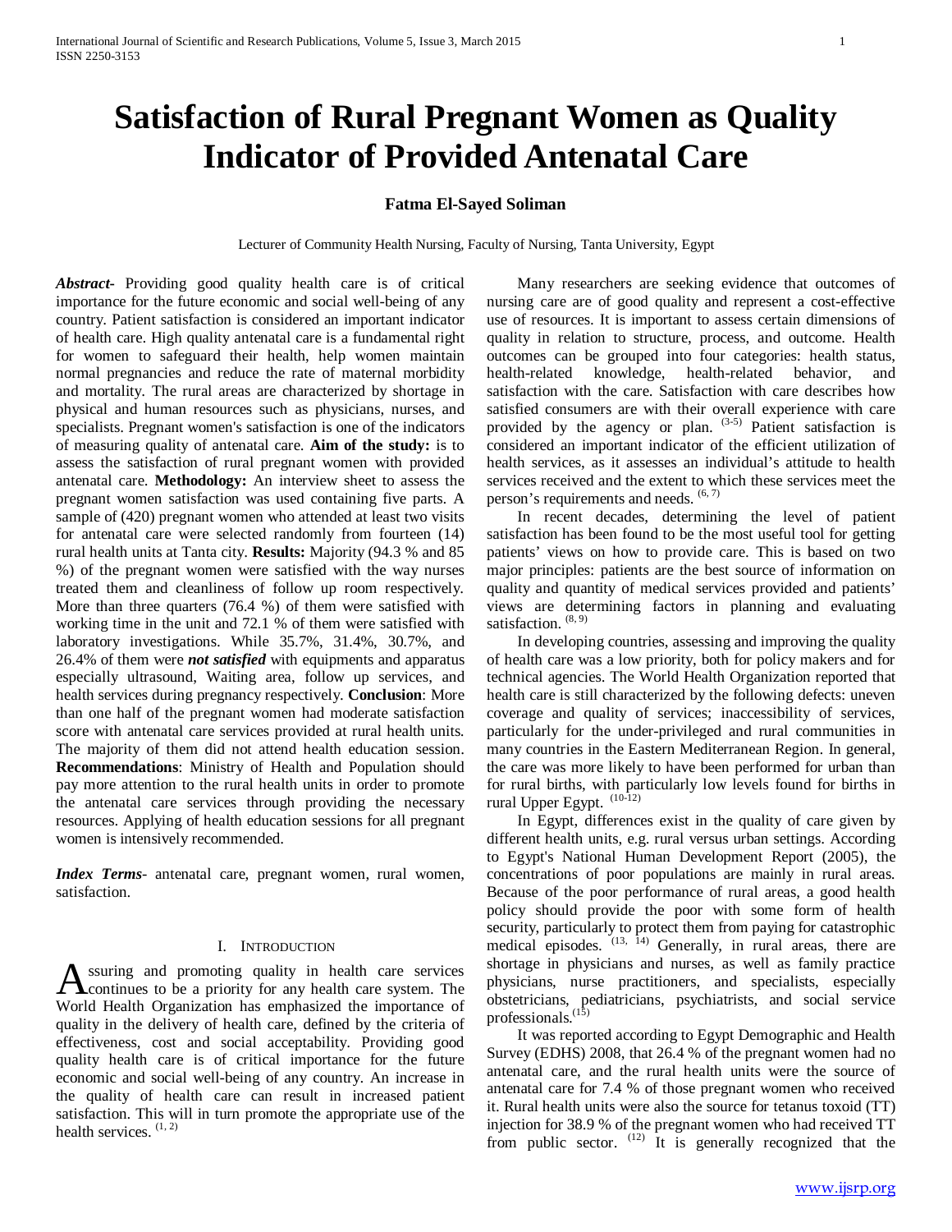# Satisfaction of Rural Pregnant Women as Quality Indicator of Provided Antenatal Care

**Fatma El-Sayed Soliman**

Lecturer of Community Health Nursing, Faculty of Nursing, Tanta University, Egypt

***Abstract-*** Providing good quality health care is of critical importance for the future economic and social well-being of any country. Patient satisfaction is considered an important indicator of health care. High quality antenatal care is a fundamental right for women to safeguard their health, help women maintain normal pregnancies and reduce the rate of maternal morbidity and mortality. The rural areas are characterized by shortage in physical and human resources such as physicians, nurses, and specialists. Pregnant women's satisfaction is one of the indicators of measuring quality of antenatal care. **Aim of the study:** is to assess the satisfaction of rural pregnant women with provided antenatal care. **Methodology:** An interview sheet to assess the pregnant women satisfaction was used containing five parts. A sample of (420) pregnant women who attended at least two visits for antenatal care were selected randomly from fourteen (14) rural health units at Tanta city. **Results:** Majority (94.3 % and 85 %) of the pregnant women were satisfied with the way nurses treated them and cleanliness of follow up room respectively. More than three quarters (76.4 %) of them were satisfied with working time in the unit and 72.1 % of them were satisfied with laboratory investigations. While 35.7%, 31.4%, 30.7%, and 26.4% of them were ***not satisfied*** with equipments and apparatus especially ultrasound, Waiting area, follow up services, and health services during pregnancy respectively. **Conclusion**: More than one half of the pregnant women had moderate satisfaction score with antenatal care services provided at rural health units. The majority of them did not attend health education session. **Recommendations**: Ministry of Health and Population should pay more attention to the rural health units in order to promote the antenatal care services through providing the necessary resources. Applying of health education sessions for all pregnant women is intensively recommended.

***Index Terms***- antenatal care, pregnant women, rural women, satisfaction.

## I. Introduction

Assuring and promoting quality in health care services continues to be a priority for any health care system. The World Health Organization has emphasized the importance of quality in the delivery of health care, defined by the criteria of effectiveness, cost and social acceptability. Providing good quality health care is of critical importance for the future economic and social well-being of any country. An increase in the quality of health care can result in increased patient satisfaction. This will in turn promote the appropriate use of the health services. [1, 2]

Many researchers are seeking evidence that outcomes of nursing care are of good quality and represent a cost-effective use of resources. It is important to assess certain dimensions of quality in relation to structure, process, and outcome. Health outcomes can be grouped into four categories: health status, health-related knowledge, health-related behavior, and satisfaction with the care. Satisfaction with care describes how satisfied consumers are with their overall experience with care provided by the agency or plan. [3-5] Patient satisfaction is considered an important indicator of the efficient utilization of health services, as it assesses an individual's attitude to health services received and the extent to which these services meet the person's requirements and needs. [6, 7]

In recent decades, determining the level of patient satisfaction has been found to be the most useful tool for getting patients' views on how to provide care. This is based on two major principles: patients are the best source of information on quality and quantity of medical services provided and patients' views are determining factors in planning and evaluating satisfaction. [8, 9]

In developing countries, assessing and improving the quality of health care was a low priority, both for policy makers and for technical agencies. The World Health Organization reported that health care is still characterized by the following defects: uneven coverage and quality of services; inaccessibility of services, particularly for the under-privileged and rural communities in many countries in the Eastern Mediterranean Region. In general, the care was more likely to have been performed for urban than for rural births, with particularly low levels found for births in rural Upper Egypt. [10-12]

In Egypt, differences exist in the quality of care given by different health units, e.g. rural versus urban settings. According to Egypt's National Human Development Report (2005), the concentrations of poor populations are mainly in rural areas. Because of the poor performance of rural areas, a good health policy should provide the poor with some form of health security, particularly to protect them from paying for catastrophic medical episodes. [13, 14] Generally, in rural areas, there are shortage in physicians and nurses, as well as family practice physicians, nurse practitioners, and specialists, especially obstetricians, pediatricians, psychiatrists, and social service professionals.[15]

It was reported according to Egypt Demographic and Health Survey (EDHS) 2008, that 26.4 % of the pregnant women had no antenatal care, and the rural health units were the source of antenatal care for 7.4 % of those pregnant women who received it. Rural health units were also the source for tetanus toxoid (TT) injection for 38.9 % of the pregnant women who had received TT from public sector. [12] It is generally recognized that the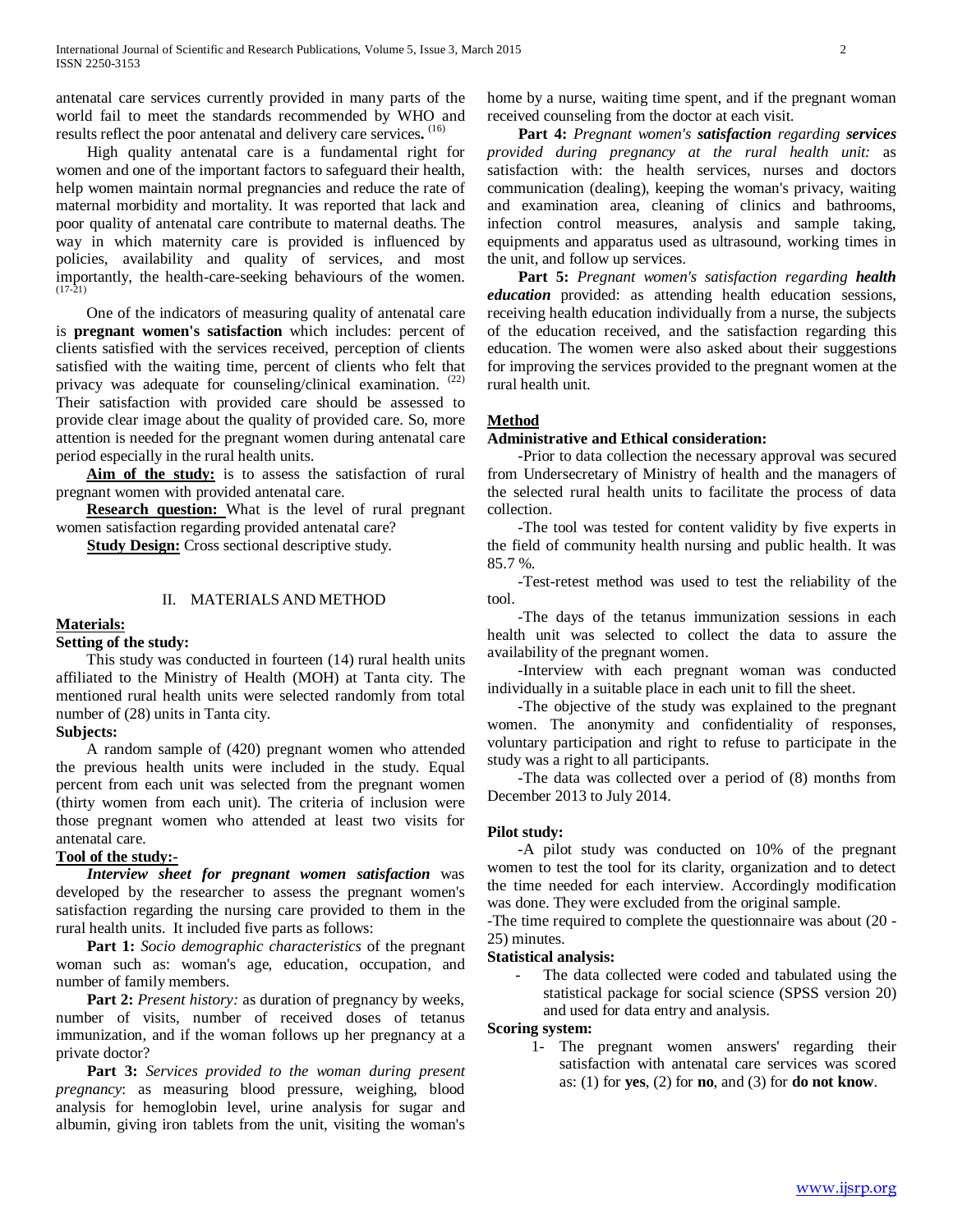antenatal care services currently provided in many parts of the world fail to meet the standards recommended by WHO and results reflect the poor antenatal and delivery care services. [16]

High quality antenatal care is a fundamental right for women and one of the important factors to safeguard their health, help women maintain normal pregnancies and reduce the rate of maternal morbidity and mortality. It was reported that lack and poor quality of antenatal care contribute to maternal deaths. The way in which maternity care is provided is influenced by policies, availability and quality of services, and most importantly, the health-care-seeking behaviours of the women. [17-21]

One of the indicators of measuring quality of antenatal care is **pregnant women's satisfaction** which includes: percent of clients satisfied with the services received, perception of clients satisfied with the waiting time, percent of clients who felt that privacy was adequate for counseling/clinical examination. [22] Their satisfaction with provided care should be assessed to provide clear image about the quality of provided care. So, more attention is needed for the pregnant women during antenatal care period especially in the rural health units.

**Aim of the study:** is to assess the satisfaction of rural pregnant women with provided antenatal care.

**Research question:** What is the level of rural pregnant women satisfaction regarding provided antenatal care?

**Study Design:** Cross sectional descriptive study.

## II. MATERIALS AND METHOD

### Materials:

**Setting of the study:**

This study was conducted in fourteen (14) rural health units affiliated to the Ministry of Health (MOH) at Tanta city. The mentioned rural health units were selected randomly from total number of (28) units in Tanta city.

**Subjects:**

A random sample of (420) pregnant women who attended the previous health units were included in the study. Equal percent from each unit was selected from the pregnant women (thirty women from each unit). The criteria of inclusion were those pregnant women who attended at least two visits for antenatal care.

**Tool of the study:-**

***Interview sheet for pregnant women satisfaction*** was developed by the researcher to assess the pregnant women's satisfaction regarding the nursing care provided to them in the rural health units. It included five parts as follows:

**Part 1:** *Socio demographic characteristics* of the pregnant woman such as: woman's age, education, occupation, and number of family members.

**Part 2:** *Present history:* as duration of pregnancy by weeks, number of visits, number of received doses of tetanus immunization, and if the woman follows up her pregnancy at a private doctor?

**Part 3:** *Services provided to the woman during present pregnancy*: as measuring blood pressure, weighing, blood analysis for hemoglobin level, urine analysis for sugar and albumin, giving iron tablets from the unit, visiting the woman's home by a nurse, waiting time spent, and if the pregnant woman received counseling from the doctor at each visit.

**Part 4:** *Pregnant women's **satisfaction** regarding **services** provided during pregnancy at the rural health unit:* as satisfaction with: the health services, nurses and doctors communication (dealing), keeping the woman's privacy, waiting and examination area, cleaning of clinics and bathrooms, infection control measures, analysis and sample taking, equipments and apparatus used as ultrasound, working times in the unit, and follow up services.

**Part 5:** *Pregnant women's satisfaction regarding **health education*** provided: as attending health education sessions, receiving health education individually from a nurse, the subjects of the education received, and the satisfaction regarding this education. The women were also asked about their suggestions for improving the services provided to the pregnant women at the rural health unit.

### Method

**Administrative and Ethical consideration:**

-Prior to data collection the necessary approval was secured from Undersecretary of Ministry of health and the managers of the selected rural health units to facilitate the process of data collection.

-The tool was tested for content validity by five experts in the field of community health nursing and public health. It was 85.7 %.

-Test-retest method was used to test the reliability of the tool.

-The days of the tetanus immunization sessions in each health unit was selected to collect the data to assure the availability of the pregnant women.

-Interview with each pregnant woman was conducted individually in a suitable place in each unit to fill the sheet.

-The objective of the study was explained to the pregnant women. The anonymity and confidentiality of responses, voluntary participation and right to refuse to participate in the study was a right to all participants.

-The data was collected over a period of (8) months from December 2013 to July 2014.

**Pilot study:**

-A pilot study was conducted on 10% of the pregnant women to test the tool for its clarity, organization and to detect the time needed for each interview. Accordingly modification was done. They were excluded from the original sample.

-The time required to complete the questionnaire was about (20 - 25) minutes.

**Statistical analysis:**

- The data collected were coded and tabulated using the statistical package for social science (SPSS version 20) and used for data entry and analysis.

**Scoring system:**

1- The pregnant women answers' regarding their satisfaction with antenatal care services was scored as: (1) for **yes**, (2) for **no**, and (3) for **do not know**.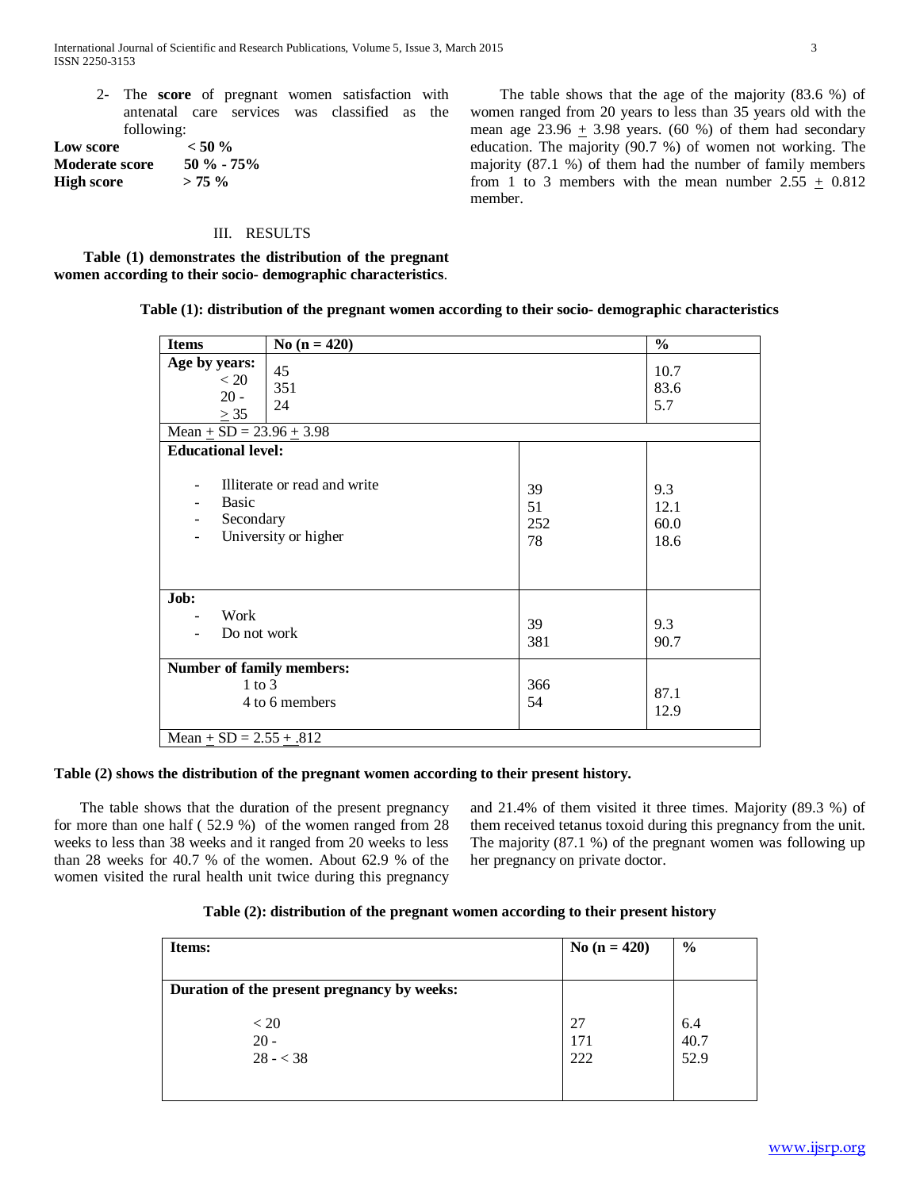2- The **score** of pregnant women satisfaction with antenatal care services was classified as the following:

**Low score** < 50 %
**Moderate score** 50 % - 75%
**High score** > 75 %

## III. RESULTS

**Table (1) demonstrates the distribution of the pregnant women according to their socio- demographic characteristics**.

The table shows that the age of the majority (83.6 %) of women ranged from 20 years to less than 35 years old with the mean age 23.96 ± 3.98 years. (60 %) of them had secondary education. The majority (90.7 %) of women not working. The majority (87.1 %) of them had the number of family members from 1 to 3 members with the mean number 2.55 ± 0.812 member.

**Table (1): distribution of the pregnant women according to their socio- demographic characteristics**

| Items | No (n = 420) | % |
|---|---|---|
| **Age by years:** | | |
| < 20 | 45 | 10.7 |
| 20 - | 351 | 83.6 |
| ≥ 35 | 24 | 5.7 |
| Mean ± SD = 23.96 ± 3.98 | | |
| **Educational level:** | | |
| - Illiterate or read and write | 39 | 9.3 |
| - Basic | 51 | 12.1 |
| - Secondary | 252 | 60.0 |
| - University or higher | 78 | 18.6 |
| **Job:** | | |
| - Work | 39 | 9.3 |
| - Do not work | 381 | 90.7 |
| **Number of family members:** | | |
| 1 to 3 | 366 | 87.1 |
| 4 to 6 members | 54 | 12.9 |
| Mean ± SD = 2.55 ± .812 | | |

**Table (2) shows the distribution of the pregnant women according to their present history.**

The table shows that the duration of the present pregnancy for more than one half ( 52.9 %) of the women ranged from 28 weeks to less than 38 weeks and it ranged from 20 weeks to less than 28 weeks for 40.7 % of the women. About 62.9 % of the women visited the rural health unit twice during this pregnancy and 21.4% of them visited it three times. Majority (89.3 %) of them received tetanus toxoid during this pregnancy from the unit. The majority (87.1 %) of the pregnant women was following up her pregnancy on private doctor.

**Table (2): distribution of the pregnant women according to their present history**

| Items: | No (n = 420) | % |
|---|---|---|
| **Duration of the present pregnancy by weeks:** | | |
| < 20 | 27 | 6.4 |
| 20 - | 171 | 40.7 |
| 28 - < 38 | 222 | 52.9 |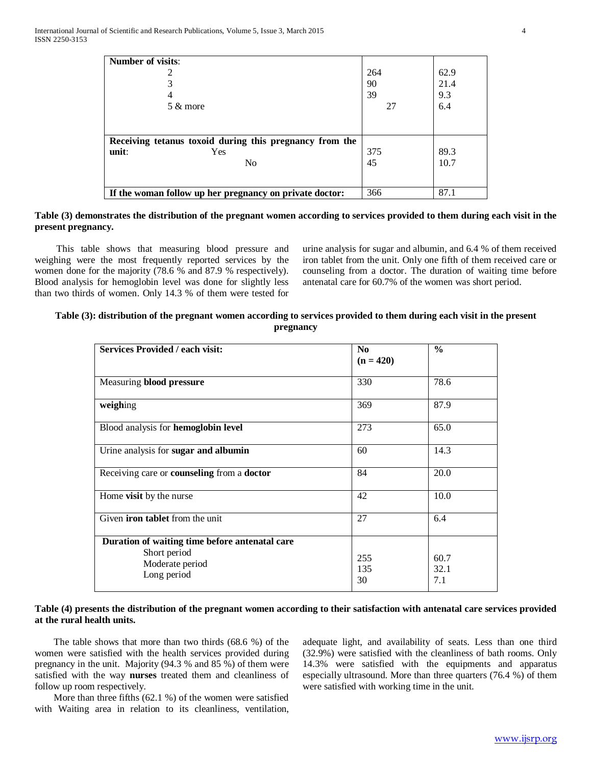| | | |
|---|---|---|
| **Number of visits**: | | |
| 2 | 264 | 62.9 |
| 3 | 90 | 21.4 |
| 4 | 39 | 9.3 |
| 5 & more | 27 | 6.4 |
| **Receiving tetanus toxoid during this pregnancy from the unit**: | | |
| Yes | 375 | 89.3 |
| No | 45 | 10.7 |
| **If the woman follow up her pregnancy on private doctor:** | 366 | 87.1 |

**Table (3) demonstrates the distribution of the pregnant women according to services provided to them during each visit in the present pregnancy.**

This table shows that measuring blood pressure and weighing were the most frequently reported services by the women done for the majority (78.6 % and 87.9 % respectively). Blood analysis for hemoglobin level was done for slightly less than two thirds of women. Only 14.3 % of them were tested for urine analysis for sugar and albumin, and 6.4 % of them received iron tablet from the unit. Only one fifth of them received care or counseling from a doctor. The duration of waiting time before antenatal care for 60.7% of the women was short period.

**Table (3): distribution of the pregnant women according to services provided to them during each visit in the present pregnancy**

| **Services Provided / each visit:** | **No (n = 420)** | **%** |
|---|---|---|
| Measuring **blood pressure** | 330 | 78.6 |
| **weigh**ing | 369 | 87.9 |
| Blood analysis for **hemoglobin level** | 273 | 65.0 |
| Urine analysis for **sugar and albumin** | 60 | 14.3 |
| Receiving care or **counseling** from a **doctor** | 84 | 20.0 |
| Home **visit** by the nurse | 42 | 10.0 |
| Given **iron tablet** from the unit | 27 | 6.4 |
| **Duration of waiting time before antenatal care** | | |
| Short period | 255 | 60.7 |
| Moderate period | 135 | 32.1 |
| Long period | 30 | 7.1 |

**Table (4) presents the distribution of the pregnant women according to their satisfaction with antenatal care services provided at the rural health units.**

The table shows that more than two thirds (68.6 %) of the women were satisfied with the health services provided during pregnancy in the unit. Majority (94.3 % and 85 %) of them were satisfied with the way **nurses** treated them and cleanliness of follow up room respectively.

More than three fifths (62.1 %) of the women were satisfied with Waiting area in relation to its cleanliness, ventilation, adequate light, and availability of seats. Less than one third (32.9%) were satisfied with the cleanliness of bath rooms. Only 14.3% were satisfied with the equipments and apparatus especially ultrasound. More than three quarters (76.4 %) of them were satisfied with working time in the unit.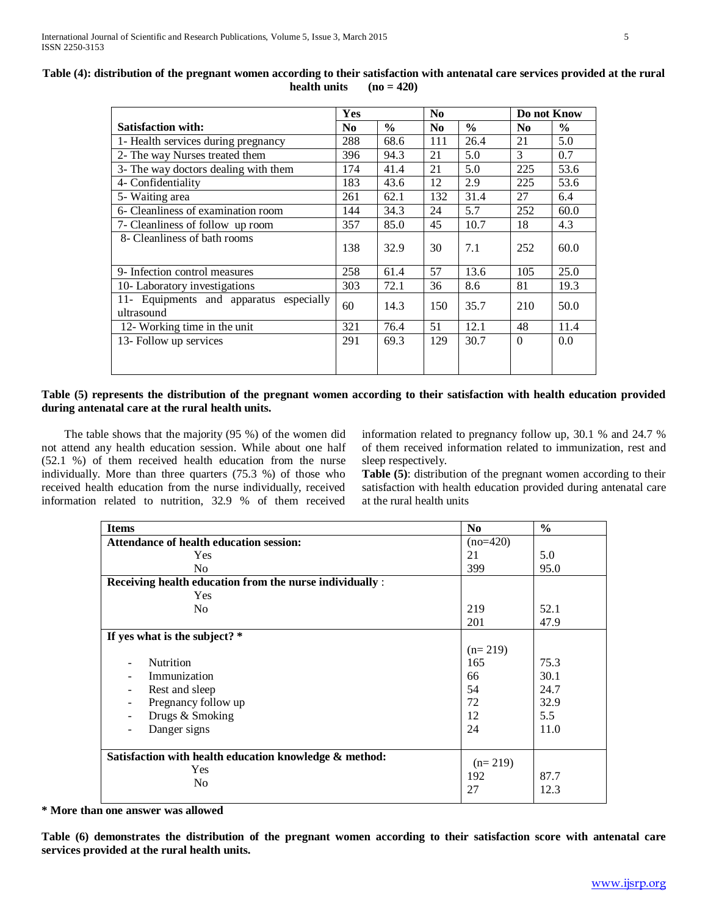**Table (4): distribution of the pregnant women according to their satisfaction with antenatal care services provided at the rural health units (no = 420)**

| | Yes | | No | | Do not Know | |
|---|---|---|---|---|---|---|
| **Satisfaction with:** | **No** | **%** | **No** | **%** | **No** | **%** |
| 1- Health services during pregnancy | 288 | 68.6 | 111 | 26.4 | 21 | 5.0 |
| 2- The way Nurses treated them | 396 | 94.3 | 21 | 5.0 | 3 | 0.7 |
| 3- The way doctors dealing with them | 174 | 41.4 | 21 | 5.0 | 225 | 53.6 |
| 4- Confidentiality | 183 | 43.6 | 12 | 2.9 | 225 | 53.6 |
| 5- Waiting area | 261 | 62.1 | 132 | 31.4 | 27 | 6.4 |
| 6- Cleanliness of examination room | 144 | 34.3 | 24 | 5.7 | 252 | 60.0 |
| 7- Cleanliness of follow up room | 357 | 85.0 | 45 | 10.7 | 18 | 4.3 |
| 8- Cleanliness of bath rooms | 138 | 32.9 | 30 | 7.1 | 252 | 60.0 |
| 9- Infection control measures | 258 | 61.4 | 57 | 13.6 | 105 | 25.0 |
| 10- Laboratory investigations | 303 | 72.1 | 36 | 8.6 | 81 | 19.3 |
| 11- Equipments and apparatus especially ultrasound | 60 | 14.3 | 150 | 35.7 | 210 | 50.0 |
| 12- Working time in the unit | 321 | 76.4 | 51 | 12.1 | 48 | 11.4 |
| 13- Follow up services | 291 | 69.3 | 129 | 30.7 | 0 | 0.0 |

**Table (5) represents the distribution of the pregnant women according to their satisfaction with health education provided during antenatal care at the rural health units.**

The table shows that the majority (95 %) of the women did not attend any health education session. While about one half (52.1 %) of them received health education from the nurse individually. More than three quarters (75.3 %) of those who received health education from the nurse individually, received information related to nutrition, 32.9 % of them received information related to pregnancy follow up, 30.1 % and 24.7 % of them received information related to immunization, rest and sleep respectively.

**Table (5)**: distribution of the pregnant women according to their satisfaction with health education provided during antenatal care at the rural health units

| Items | No | % |
|---|---|---|
| **Attendance of health education session:** | (no=420) | |
| Yes | 21 | 5.0 |
| No | 399 | 95.0 |
| **Receiving health education from the nurse individually** : | | |
| Yes | 219 | 52.1 |
| No | 201 | 47.9 |
| **If yes what is the subject? *** | (n= 219) | |
| - Nutrition | 165 | 75.3 |
| - Immunization | 66 | 30.1 |
| - Rest and sleep | 54 | 24.7 |
| - Pregnancy follow up | 72 | 32.9 |
| - Drugs & Smoking | 12 | 5.5 |
| - Danger signs | 24 | 11.0 |
| **Satisfaction with health education knowledge & method:** | (n= 219) | |
| Yes | 192 | 87.7 |
| No | 27 | 12.3 |

**\* More than one answer was allowed**

**Table (6) demonstrates the distribution of the pregnant women according to their satisfaction score with antenatal care services provided at the rural health units.**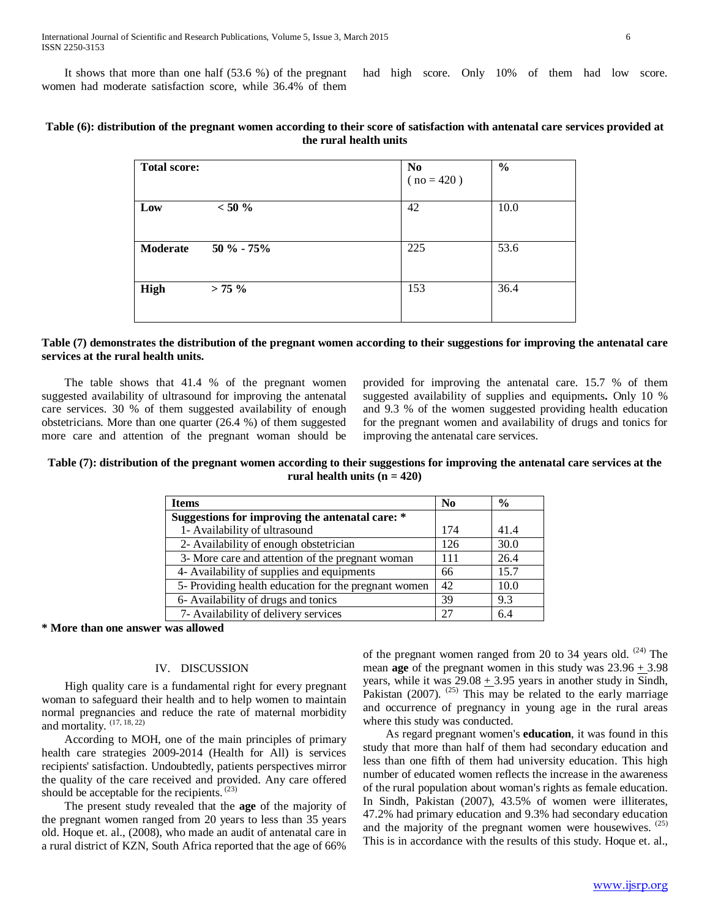It shows that more than one half (53.6 %) of the pregnant women had moderate satisfaction score, while 36.4% of them had high score. Only 10% of them had low score.

**Table (6): distribution of the pregnant women according to their score of satisfaction with antenatal care services provided at the rural health units**

| Total score: | No ( no = 420 ) | % |
|---|---|---|
| **Low** **< 50 %** | 42 | 10.0 |
| **Moderate** **50 % - 75%** | 225 | 53.6 |
| **High** **> 75 %** | 153 | 36.4 |

**Table (7) demonstrates the distribution of the pregnant women according to their suggestions for improving the antenatal care services at the rural health units.**

The table shows that 41.4 % of the pregnant women suggested availability of ultrasound for improving the antenatal care services. 30 % of them suggested availability of enough obstetricians. More than one quarter (26.4 %) of them suggested more care and attention of the pregnant woman should be provided for improving the antenatal care. 15.7 % of them suggested availability of supplies and equipments**.** Only 10 % and 9.3 % of the women suggested providing health education for the pregnant women and availability of drugs and tonics for improving the antenatal care services.

**Table (7): distribution of the pregnant women according to their suggestions for improving the antenatal care services at the rural health units (n = 420)**

| Items | No | % |
|---|---|---|
| **Suggestions for improving the antenatal care: *** | | |
| 1- Availability of ultrasound | 174 | 41.4 |
| 2- Availability of enough obstetrician | 126 | 30.0 |
| 3- More care and attention of the pregnant woman | 111 | 26.4 |
| 4- Availability of supplies and equipments | 66 | 15.7 |
| 5- Providing health education for the pregnant women | 42 | 10.0 |
| 6- Availability of drugs and tonics | 39 | 9.3 |
| 7- Availability of delivery services | 27 | 6.4 |

**\* More than one answer was allowed**

## IV. DISCUSSION

High quality care is a fundamental right for every pregnant woman to safeguard their health and to help women to maintain normal pregnancies and reduce the rate of maternal morbidity and mortality. [17, 18, 22]

According to MOH, one of the main principles of primary health care strategies 2009-2014 (Health for All) is services recipients' satisfaction. Undoubtedly, patients perspectives mirror the quality of the care received and provided. Any care offered should be acceptable for the recipients. [23]

The present study revealed that the **age** of the majority of the pregnant women ranged from 20 years to less than 35 years old. Hoque et. al., (2008), who made an audit of antenatal care in a rural district of KZN, South Africa reported that the age of 66% of the pregnant women ranged from 20 to 34 years old. [24] The mean **age** of the pregnant women in this study was $23.96 \pm 3.98$ years, while it was $29.08 \pm 3.95$ years in another study in Sindh, Pakistan (2007). [25] This may be related to the early marriage and occurrence of pregnancy in young age in the rural areas where this study was conducted.

As regard pregnant women's **education**, it was found in this study that more than half of them had secondary education and less than one fifth of them had university education. This high number of educated women reflects the increase in the awareness of the rural population about woman's rights as female education. In Sindh, Pakistan (2007), 43.5% of women were illiterates, 47.2% had primary education and 9.3% had secondary education and the majority of the pregnant women were housewives. [25] This is in accordance with the results of this study. Hoque et. al.,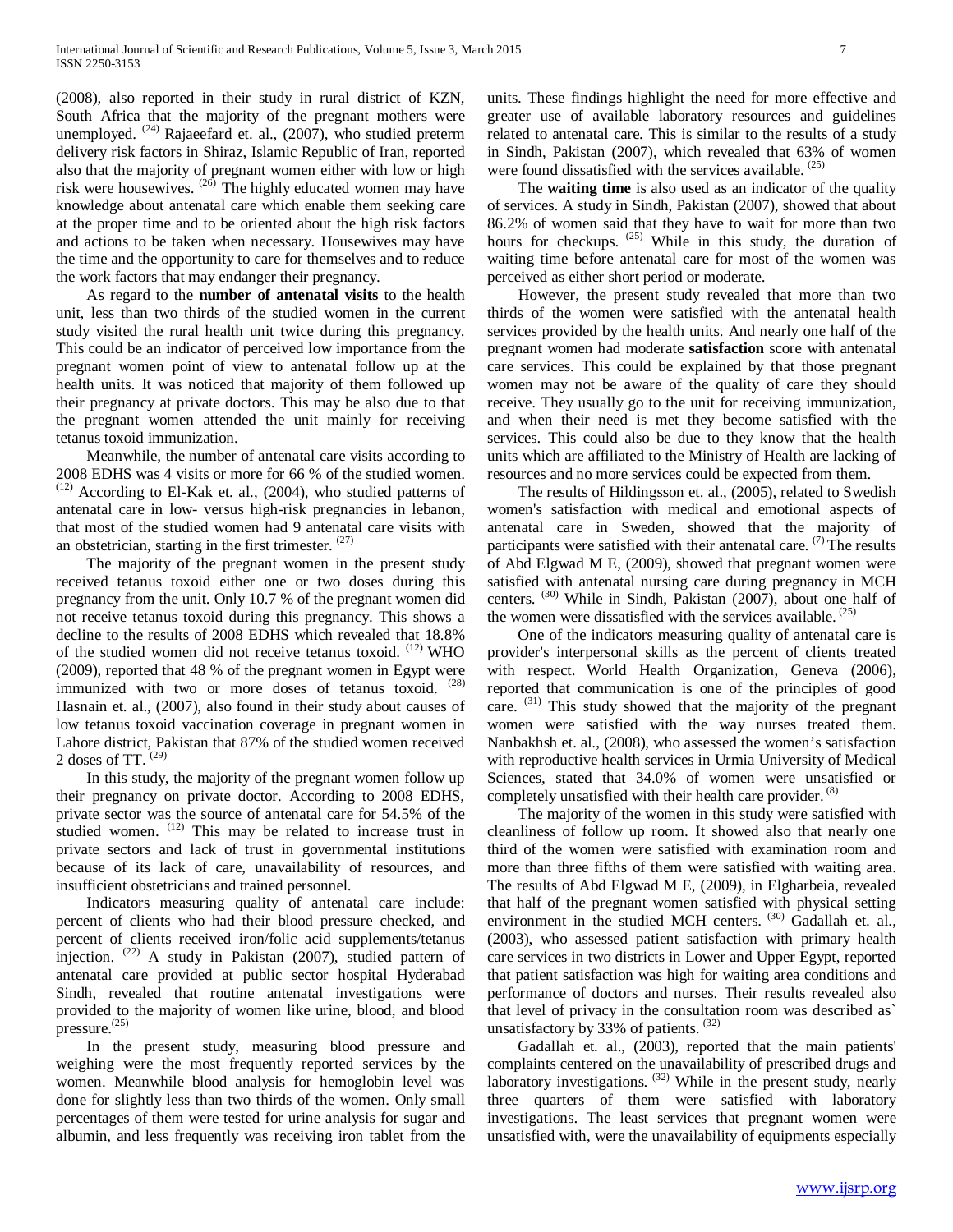(2008), also reported in their study in rural district of KZN, South Africa that the majority of the pregnant mothers were unemployed. [24] Rajaeefard et. al., (2007), who studied preterm delivery risk factors in Shiraz, Islamic Republic of Iran, reported also that the majority of pregnant women either with low or high risk were housewives. [26] The highly educated women may have knowledge about antenatal care which enable them seeking care at the proper time and to be oriented about the high risk factors and actions to be taken when necessary. Housewives may have the time and the opportunity to care for themselves and to reduce the work factors that may endanger their pregnancy.

As regard to the **number of antenatal visits** to the health unit, less than two thirds of the studied women in the current study visited the rural health unit twice during this pregnancy. This could be an indicator of perceived low importance from the pregnant women point of view to antenatal follow up at the health units. It was noticed that majority of them followed up their pregnancy at private doctors. This may be also due to that the pregnant women attended the unit mainly for receiving tetanus toxoid immunization.

Meanwhile, the number of antenatal care visits according to 2008 EDHS was 4 visits or more for 66 % of the studied women. [12] According to El-Kak et. al., (2004), who studied patterns of antenatal care in low- versus high-risk pregnancies in lebanon, that most of the studied women had 9 antenatal care visits with an obstetrician, starting in the first trimester. [27]

The majority of the pregnant women in the present study received tetanus toxoid either one or two doses during this pregnancy from the unit. Only 10.7 % of the pregnant women did not receive tetanus toxoid during this pregnancy. This shows a decline to the results of 2008 EDHS which revealed that 18.8% of the studied women did not receive tetanus toxoid. [12] WHO (2009), reported that 48 % of the pregnant women in Egypt were immunized with two or more doses of tetanus toxoid. [28] Hasnain et. al., (2007), also found in their study about causes of low tetanus toxoid vaccination coverage in pregnant women in Lahore district, Pakistan that 87% of the studied women received 2 doses of TT. [29]

In this study, the majority of the pregnant women follow up their pregnancy on private doctor. According to 2008 EDHS, private sector was the source of antenatal care for 54.5% of the studied women. [12] This may be related to increase trust in private sectors and lack of trust in governmental institutions because of its lack of care, unavailability of resources, and insufficient obstetricians and trained personnel.

Indicators measuring quality of antenatal care include: percent of clients who had their blood pressure checked, and percent of clients received iron/folic acid supplements/tetanus injection. [22] A study in Pakistan (2007), studied pattern of antenatal care provided at public sector hospital Hyderabad Sindh, revealed that routine antenatal investigations were provided to the majority of women like urine, blood, and blood pressure.[25]

In the present study, measuring blood pressure and weighing were the most frequently reported services by the women. Meanwhile blood analysis for hemoglobin level was done for slightly less than two thirds of the women. Only small percentages of them were tested for urine analysis for sugar and albumin, and less frequently was receiving iron tablet from the units. These findings highlight the need for more effective and greater use of available laboratory resources and guidelines related to antenatal care. This is similar to the results of a study in Sindh, Pakistan (2007), which revealed that 63% of women were found dissatisfied with the services available. [25]

The **waiting time** is also used as an indicator of the quality of services. A study in Sindh, Pakistan (2007), showed that about 86.2% of women said that they have to wait for more than two hours for checkups. [25] While in this study, the duration of waiting time before antenatal care for most of the women was perceived as either short period or moderate.

However, the present study revealed that more than two thirds of the women were satisfied with the antenatal health services provided by the health units. And nearly one half of the pregnant women had moderate **satisfaction** score with antenatal care services. This could be explained by that those pregnant women may not be aware of the quality of care they should receive. They usually go to the unit for receiving immunization, and when their need is met they become satisfied with the services. This could also be due to they know that the health units which are affiliated to the Ministry of Health are lacking of resources and no more services could be expected from them.

The results of Hildingsson et. al., (2005), related to Swedish women's satisfaction with medical and emotional aspects of antenatal care in Sweden, showed that the majority of participants were satisfied with their antenatal care. [7] The results of Abd Elgwad M E, (2009), showed that pregnant women were satisfied with antenatal nursing care during pregnancy in MCH centers. [30] While in Sindh, Pakistan (2007), about one half of the women were dissatisfied with the services available. [25]

One of the indicators measuring quality of antenatal care is provider's interpersonal skills as the percent of clients treated with respect. World Health Organization, Geneva (2006), reported that communication is one of the principles of good care. [31] This study showed that the majority of the pregnant women were satisfied with the way nurses treated them. Nanbakhsh et. al., (2008), who assessed the women's satisfaction with reproductive health services in Urmia University of Medical Sciences, stated that 34.0% of women were unsatisfied or completely unsatisfied with their health care provider. [8]

The majority of the women in this study were satisfied with cleanliness of follow up room. It showed also that nearly one third of the women were satisfied with examination room and more than three fifths of them were satisfied with waiting area. The results of Abd Elgwad M E, (2009), in Elgharbeia, revealed that half of the pregnant women satisfied with physical setting environment in the studied MCH centers. [30] Gadallah et. al., (2003), who assessed patient satisfaction with primary health care services in two districts in Lower and Upper Egypt, reported that patient satisfaction was high for waiting area conditions and performance of doctors and nurses. Their results revealed also that level of privacy in the consultation room was described as` unsatisfactory by 33% of patients. [32]

Gadallah et. al., (2003), reported that the main patients' complaints centered on the unavailability of prescribed drugs and laboratory investigations. [32] While in the present study, nearly three quarters of them were satisfied with laboratory investigations. The least services that pregnant women were unsatisfied with, were the unavailability of equipments especially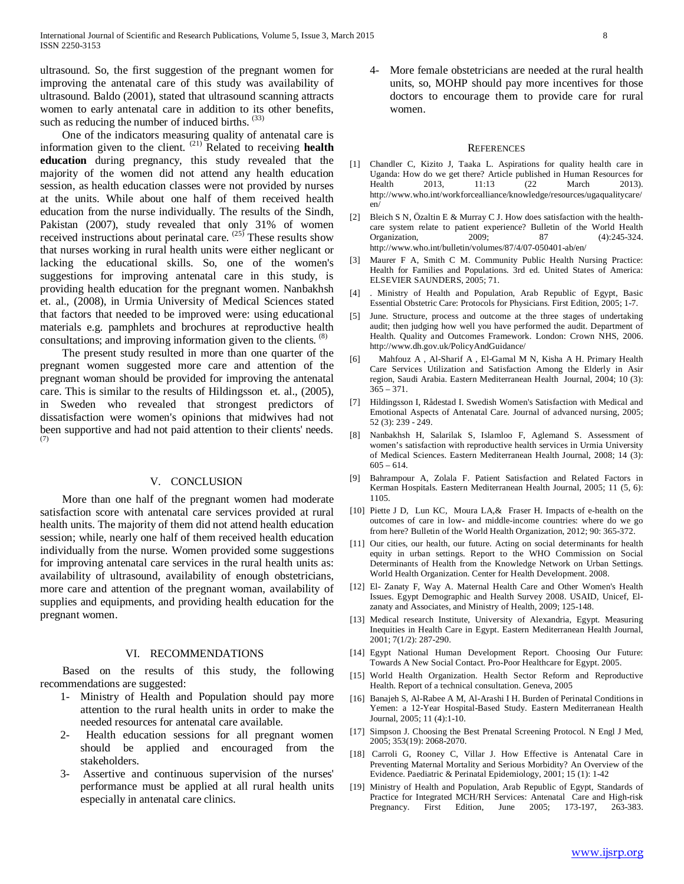ultrasound. So, the first suggestion of the pregnant women for improving the antenatal care of this study was availability of ultrasound. Baldo (2001), stated that ultrasound scanning attracts women to early antenatal care in addition to its other benefits, such as reducing the number of induced births. [33]

One of the indicators measuring quality of antenatal care is information given to the client. [21] Related to receiving **health education** during pregnancy, this study revealed that the majority of the women did not attend any health education session, as health education classes were not provided by nurses at the units. While about one half of them received health education from the nurse individually. The results of the Sindh, Pakistan (2007), study revealed that only 31% of women received instructions about perinatal care. [25] These results show that nurses working in rural health units were either negligent or lacking the educational skills. So, one of the women's suggestions for improving antenatal care in this study, is providing health education for the pregnant women. Nanbakhsh et. al., (2008), in Urmia University of Medical Sciences stated that factors that needed to be improved were: using educational materials e.g. pamphlets and brochures at reproductive health consultations; and improving information given to the clients. [8]

The present study resulted in more than one quarter of the pregnant women suggested more care and attention of the pregnant woman should be provided for improving the antenatal care. This is similar to the results of Hildingsson et. al., (2005), in Sweden who revealed that strongest predictors of dissatisfaction were women's opinions that midwives had not been supportive and had not paid attention to their clients' needs. [7]

## V. Conclusion

More than one half of the pregnant women had moderate satisfaction score with antenatal care services provided at rural health units. The majority of them did not attend health education session; while, nearly one half of them received health education individually from the nurse. Women provided some suggestions for improving antenatal care services in the rural health units as: availability of ultrasound, availability of enough obstetricians, more care and attention of the pregnant woman, availability of supplies and equipments, and providing health education for the pregnant women.

## VI. Recommendations

Based on the results of this study, the following recommendations are suggested:

1- Ministry of Health and Population should pay more attention to the rural health units in order to make the needed resources for antenatal care available.
2- Health education sessions for all pregnant women should be applied and encouraged from the stakeholders.
3- Assertive and continuous supervision of the nurses' performance must be applied at all rural health units especially in antenatal care clinics.
4- More female obstetricians are needed at the rural health units, so, MOHP should pay more incentives for those doctors to encourage them to provide care for rural women.

## References

[1] Chandler C, Kizito J, Taaka L. Aspirations for quality health care in Uganda: How do we get there? Article published in Human Resources for Health 2013, 11:13 (22 March 2013). http://www.who.int/workforcealliance/knowledge/resources/ugaqualitycare/en/

[2] Bleich S N, Özaltin E & Murray C J. How does satisfaction with the health-care system relate to patient experience? Bulletin of the World Health Organization, 2009; 87 (4):245-324. http://www.who.int/bulletin/volumes/87/4/07-050401-ab/en/

[3] Maurer F A, Smith C M. Community Public Health Nursing Practice: Health for Families and Populations. 3rd ed. United States of America: ELSEVIER SAUNDERS, 2005; 71.

[4] . Ministry of Health and Population, Arab Republic of Egypt, Basic Essential Obstetric Care: Protocols for Physicians. First Edition, 2005; 1-7.

[5] June. Structure, process and outcome at the three stages of undertaking audit; then judging how well you have performed the audit. Department of Health. Quality and Outcomes Framework. London: Crown NHS, 2006. http://www.dh.gov.uk/PolicyAndGuidance/

[6] Mahfouz A , Al-Sharif A , El-Gamal M N, Kisha A H. Primary Health Care Services Utilization and Satisfaction Among the Elderly in Asir region, Saudi Arabia. Eastern Mediterranean Health Journal, 2004; 10 (3): 365 – 371.

[7] Hildingsson I, Rådestad I. Swedish Women's Satisfaction with Medical and Emotional Aspects of Antenatal Care. Journal of advanced nursing, 2005; 52 (3): 239 - 249.

[8] Nanbakhsh H, Salarilak S, Islamloo F, Aglemand S. Assessment of women's satisfaction with reproductive health services in Urmia University of Medical Sciences. Eastern Mediterranean Health Journal, 2008; 14 (3): 605 – 614.

[9] Bahrampour A, Zolala F. Patient Satisfaction and Related Factors in Kerman Hospitals. Eastern Mediterranean Health Journal, 2005; 11 (5, 6): 1105.

[10] Piette J D, Lun KC, Moura LA,& Fraser H. Impacts of e-health on the outcomes of care in low- and middle-income countries: where do we go from here? Bulletin of the World Health Organization, 2012; 90: 365-372.

[11] Our cities, our health, our future. Acting on social determinants for health equity in urban settings. Report to the WHO Commission on Social Determinants of Health from the Knowledge Network on Urban Settings. World Health Organization. Center for Health Development. 2008.

[12] El- Zanaty F, Way A. Maternal Health Care and Other Women's Health Issues. Egypt Demographic and Health Survey 2008. USAID, Unicef, El-zanaty and Associates, and Ministry of Health, 2009; 125-148.

[13] Medical research Institute, University of Alexandria, Egypt. Measuring Inequities in Health Care in Egypt. Eastern Mediterranean Health Journal, 2001; 7(1/2): 287-290.

[14] Egypt National Human Development Report. Choosing Our Future: Towards A New Social Contact. Pro-Poor Healthcare for Egypt. 2005.

[15] World Health Organization. Health Sector Reform and Reproductive Health. Report of a technical consultation. Geneva, 2005

[16] Banajeh S, Al-Rabee A M, Al-Arashi I H. Burden of Perinatal Conditions in Yemen: a 12-Year Hospital-Based Study. Eastern Mediterranean Health Journal, 2005; 11 (4):1-10.

[17] Simpson J. Choosing the Best Prenatal Screening Protocol. N Engl J Med, 2005; 353(19): 2068-2070.

[18] Carroli G, Rooney C, Villar J. How Effective is Antenatal Care in Preventing Maternal Mortality and Serious Morbidity? An Overview of the Evidence. Paediatric & Perinatal Epidemiology, 2001; 15 (1): 1-42

[19] Ministry of Health and Population, Arab Republic of Egypt, Standards of Practice for Integrated MCH/RH Services: Antenatal Care and High-risk Pregnancy. First Edition, June 2005; 173-197, 263-383.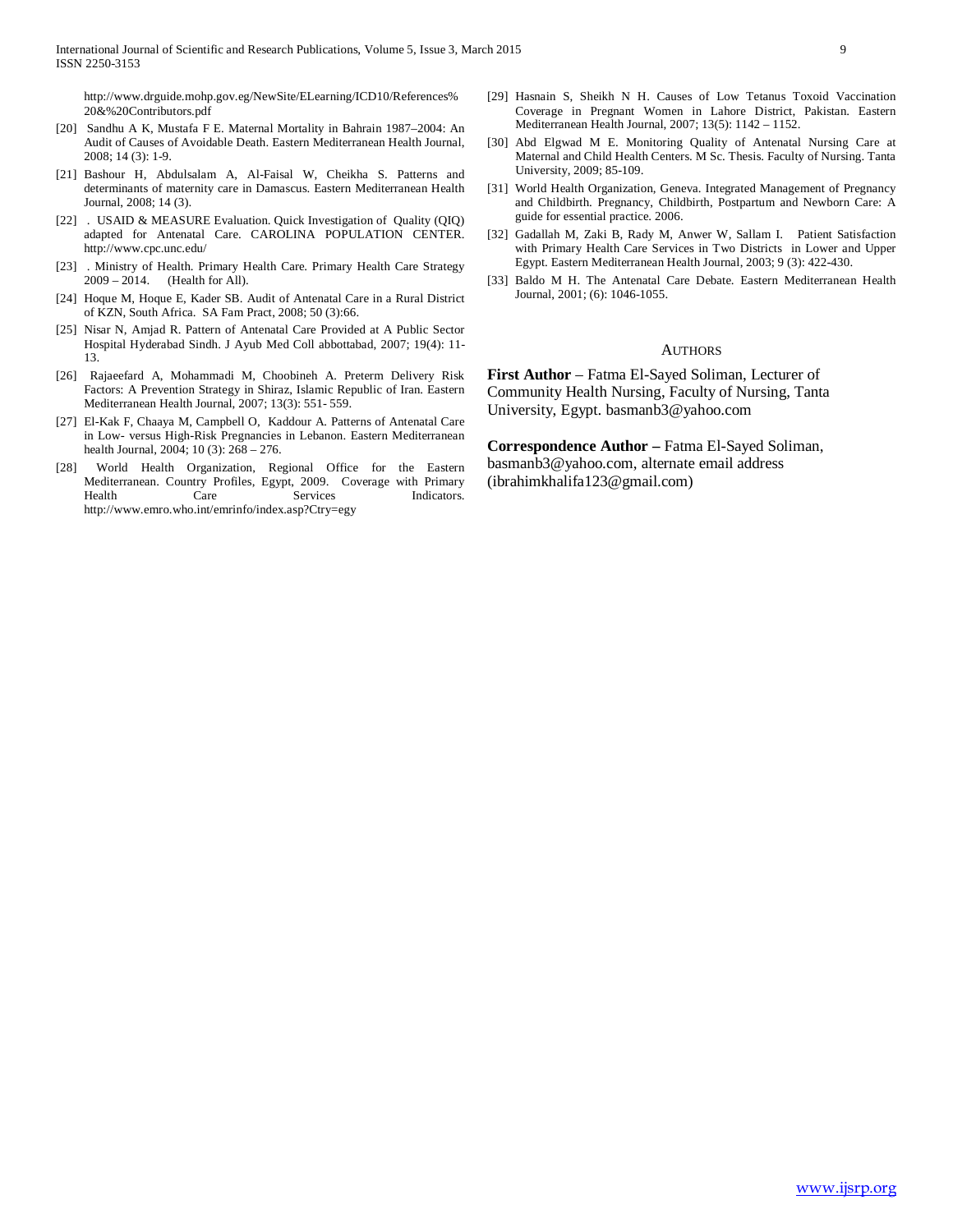http://www.drguide.mohp.gov.eg/NewSite/ELearning/ICD10/References%20&%20Contributors.pdf

[20] Sandhu A K, Mustafa F E. Maternal Mortality in Bahrain 1987–2004: An Audit of Causes of Avoidable Death. Eastern Mediterranean Health Journal, 2008; 14 (3): 1-9.

[21] Bashour H, Abdulsalam A, Al-Faisal W, Cheikha S. Patterns and determinants of maternity care in Damascus. Eastern Mediterranean Health Journal, 2008; 14 (3).

[22] . USAID & MEASURE Evaluation. Quick Investigation of Quality (QIQ) adapted for Antenatal Care. CAROLINA POPULATION CENTER. http://www.cpc.unc.edu/

[23] . Ministry of Health. Primary Health Care. Primary Health Care Strategy 2009 – 2014. (Health for All).

[24] Hoque M, Hoque E, Kader SB. Audit of Antenatal Care in a Rural District of KZN, South Africa. SA Fam Pract, 2008; 50 (3):66.

[25] Nisar N, Amjad R. Pattern of Antenatal Care Provided at A Public Sector Hospital Hyderabad Sindh. J Ayub Med Coll abbottabad, 2007; 19(4): 11-13.

[26] Rajaeefard A, Mohammadi M, Choobineh A. Preterm Delivery Risk Factors: A Prevention Strategy in Shiraz, Islamic Republic of Iran. Eastern Mediterranean Health Journal, 2007; 13(3): 551- 559.

[27] El-Kak F, Chaaya M, Campbell O, Kaddour A. Patterns of Antenatal Care in Low- versus High-Risk Pregnancies in Lebanon. Eastern Mediterranean health Journal, 2004; 10 (3): 268 – 276.

[28] World Health Organization, Regional Office for the Eastern Mediterranean. Country Profiles, Egypt, 2009. Coverage with Primary Health Care Services Indicators. http://www.emro.who.int/emrinfo/index.asp?Ctry=egy

[29] Hasnain S, Sheikh N H. Causes of Low Tetanus Toxoid Vaccination Coverage in Pregnant Women in Lahore District, Pakistan. Eastern Mediterranean Health Journal, 2007; 13(5): 1142 – 1152.

[30] Abd Elgwad M E. Monitoring Quality of Antenatal Nursing Care at Maternal and Child Health Centers. M Sc. Thesis. Faculty of Nursing. Tanta University, 2009; 85-109.

[31] World Health Organization, Geneva. Integrated Management of Pregnancy and Childbirth. Pregnancy, Childbirth, Postpartum and Newborn Care: A guide for essential practice. 2006.

[32] Gadallah M, Zaki B, Rady M, Anwer W, Sallam I. Patient Satisfaction with Primary Health Care Services in Two Districts in Lower and Upper Egypt. Eastern Mediterranean Health Journal, 2003; 9 (3): 422-430.

[33] Baldo M H. The Antenatal Care Debate. Eastern Mediterranean Health Journal, 2001; (6): 1046-1055.

## Authors

**First Author** – Fatma El-Sayed Soliman, Lecturer of Community Health Nursing, Faculty of Nursing, Tanta University, Egypt. basmanb3@yahoo.com

**Correspondence Author –** Fatma El-Sayed Soliman, basmanb3@yahoo.com, alternate email address (ibrahimkhalifa123@gmail.com)